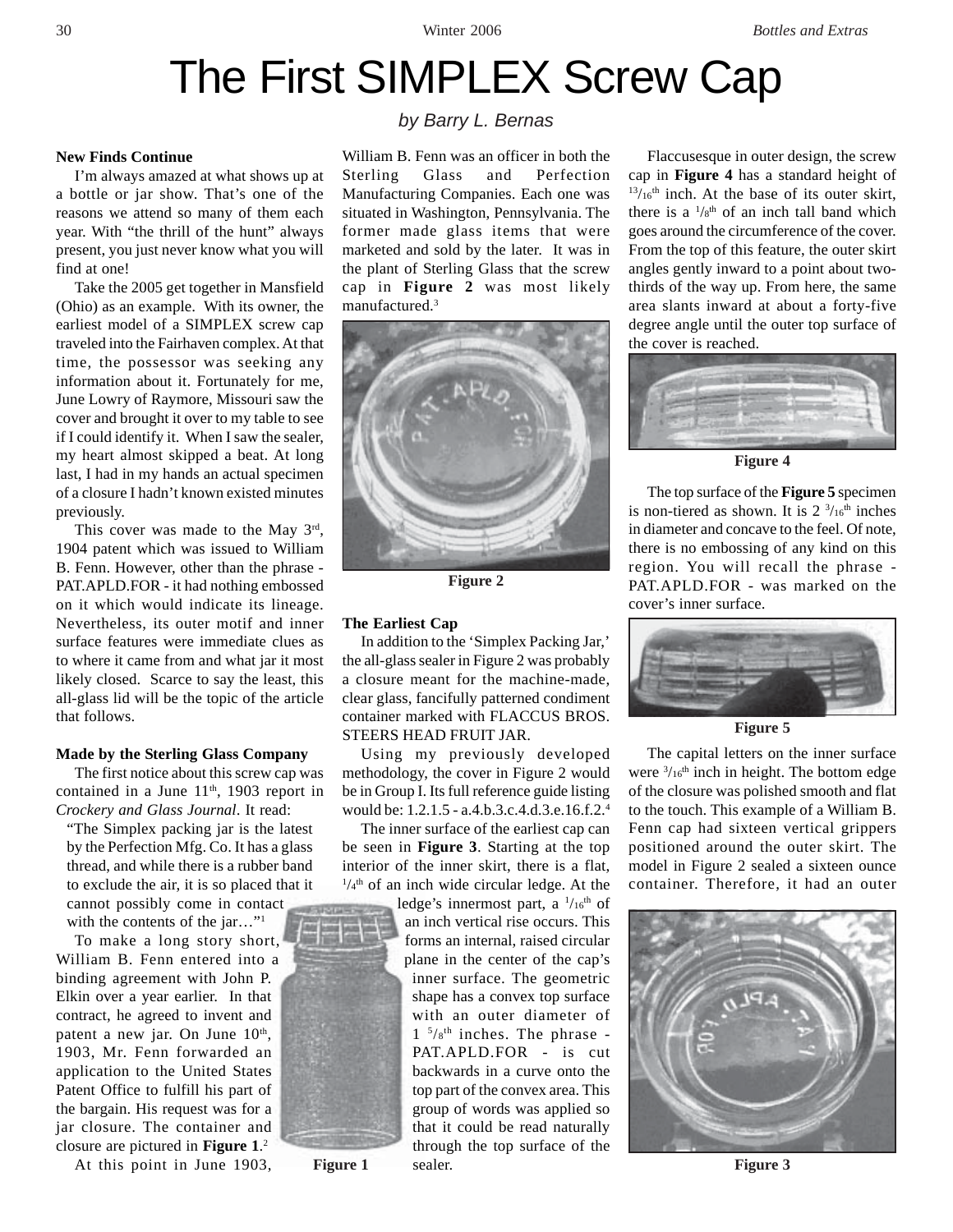# The First SIMPLEX Screw Cap

*by Barry L. Bernas*

**New Finds Continue**

I'm always amazed at what shows up at a bottle or jar show. That's one of the reasons we attend so many of them each year. With "the thrill of the hunt" always present, you just never know what you will find at one!

Take the 2005 get together in Mansfield (Ohio) as an example. With its owner, the earliest model of a SIMPLEX screw cap traveled into the Fairhaven complex. At that time, the possessor was seeking any information about it. Fortunately for me, June Lowry of Raymore, Missouri saw the cover and brought it over to my table to see if I could identify it. When I saw the sealer, my heart almost skipped a beat. At long last, I had in my hands an actual specimen of a closure I hadn't known existed minutes previously.

This cover was made to the May 3rd, 1904 patent which was issued to William B. Fenn. However, other than the phrase - PAT.APLD.FOR - it had nothing embossed on it which would indicate its lineage. Nevertheless, its outer motif and inner surface features were immediate clues as to where it came from and what jar it most likely closed. Scarce to say the least, this all-glass lid will be the topic of the article that follows.

**Made by the Sterling Glass Company**

The first notice about this screw cap was contained in a June 11th, 1903 report in *Crockery and Glass Journal*. It read:

"The Simplex packing jar is the latest by the Perfection Mfg. Co. It has a glass thread, and while there is a rubber band to exclude the air, it is so placed that it cannot possibly come in contact with the contents of the jar…"[1]

To make a long story short, William B. Fenn entered into a binding agreement with John P. Elkin over a year earlier. In that contract, he agreed to invent and patent a new jar. On June 10th, 1903, Mr. Fenn forwarded an application to the United States Patent Office to fulfill his part of the bargain. His request was for a jar closure. The container and closure are pictured in **Figure 1**.[2]

Figure 1

At this point in June 1903, William B. Fenn was an officer in both the Sterling Glass and Perfection Manufacturing Companies. Each one was situated in Washington, Pennsylvania. The former made glass items that were marketed and sold by the later. It was in the plant of Sterling Glass that the screw cap in **Figure 2** was most likely manufactured.[3]

Figure 2

**The Earliest Cap**

In addition to the 'Simplex Packing Jar,' the all-glass sealer in Figure 2 was probably a closure meant for the machine-made, clear glass, fancifully patterned condiment container marked with FLACCUS BROS. STEERS HEAD FRUIT JAR.

Using my previously developed methodology, the cover in Figure 2 would be in Group I. Its full reference guide listing would be: 1.2.1.5 - a.4.b.3.c.4.d.3.e.16.f.2.[4]

The inner surface of the earliest cap can be seen in **Figure 3**. Starting at the top interior of the inner skirt, there is a flat, 1/4th of an inch wide circular ledge. At the ledge's innermost part, a 1/16th of an inch vertical rise occurs. This forms an internal, raised circular plane in the center of the cap's inner surface. The geometric shape has a convex top surface with an outer diameter of 1 5/8th inches. The phrase - PAT.APLD.FOR - is cut backwards in a curve onto the top part of the convex area. This group of words was applied so that it could be read naturally through the top surface of the sealer.

Flaccusesque in outer design, the screw cap in **Figure 4** has a standard height of 13/16th inch. At the base of its outer skirt, there is a 1/8th of an inch tall band which goes around the circumference of the cover. From the top of this feature, the outer skirt angles gently inward to a point about two-thirds of the way up. From here, the same area slants inward at about a forty-five degree angle until the outer top surface of the cover is reached.

Figure 4

The top surface of the **Figure 5** specimen is non-tiered as shown. It is 2 3/16th inches in diameter and concave to the feel. Of note, there is no embossing of any kind on this region. You will recall the phrase - PAT.APLD.FOR - was marked on the cover's inner surface.

Figure 5

The capital letters on the inner surface were 3/16th inch in height. The bottom edge of the closure was polished smooth and flat to the touch. This example of a William B. Fenn cap had sixteen vertical grippers positioned around the outer skirt. The model in Figure 2 sealed a sixteen ounce container. Therefore, it had an outer

Figure 3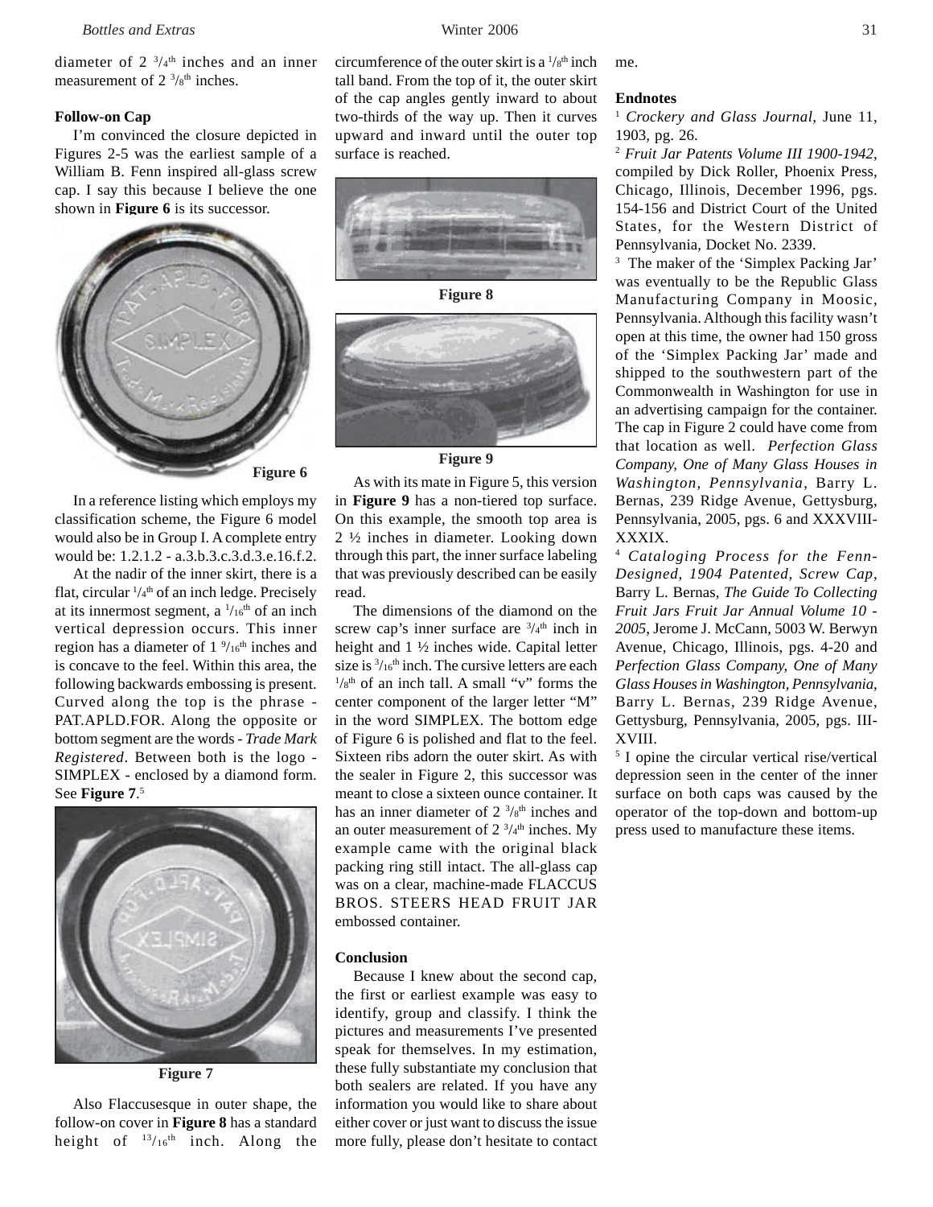diameter of 2 $^{3}/_{4}$th inches and an inner measurement of 2 $^{3}/_{8}$th inches.

**Follow-on Cap**

I'm convinced the closure depicted in Figures 2-5 was the earliest sample of a William B. Fenn inspired all-glass screw cap. I say this because I believe the one shown in **Figure 6** is its successor.

Figure 6

In a reference listing which employs my classification scheme, the Figure 6 model would also be in Group I. A complete entry would be: 1.2.1.2 - a.3.b.3.c.3.d.3.e.16.f.2.

At the nadir of the inner skirt, there is a flat, circular $^{1}/_{4}$th of an inch ledge. Precisely at its innermost segment, a $^{1}/_{16}$th of an inch vertical depression occurs. This inner region has a diameter of 1 $^{9}/_{16}$th inches and is concave to the feel. Within this area, the following backwards embossing is present. Curved along the top is the phrase - PAT.APLD.FOR. Along the opposite or bottom segment are the words - *Trade Mark Registered*. Between both is the logo - SIMPLEX - enclosed by a diamond form. See **Figure 7**.[5]

Figure 7

Also Flaccusesque in outer shape, the follow-on cover in **Figure 8** has a standard height of $^{13}/_{16}$th inch. Along the circumference of the outer skirt is a $^{1}/_{8}$th inch tall band. From the top of it, the outer skirt of the cap angles gently inward to about two-thirds of the way up. Then it curves upward and inward until the outer top surface is reached.

Figure 8

Figure 9

As with its mate in Figure 5, this version in **Figure 9** has a non-tiered top surface. On this example, the smooth top area is 2 ½ inches in diameter. Looking down through this part, the inner surface labeling that was previously described can be easily read.

The dimensions of the diamond on the screw cap's inner surface are $^{3}/_{4}$th inch in height and 1 ½ inches wide. Capital letter size is $^{3}/_{16}$th inch. The cursive letters are each $^{1}/_{8}$th of an inch tall. A small "v" forms the center component of the larger letter "M" in the word SIMPLEX. The bottom edge of Figure 6 is polished and flat to the feel. Sixteen ribs adorn the outer skirt. As with the sealer in Figure 2, this successor was meant to close a sixteen ounce container. It has an inner diameter of 2 $^{3}/_{8}$th inches and an outer measurement of 2 $^{3}/_{4}$th inches. My example came with the original black packing ring still intact. The all-glass cap was on a clear, machine-made FLACCUS BROS. STEERS HEAD FRUIT JAR embossed container.

**Conclusion**

Because I knew about the second cap, the first or earliest example was easy to identify, group and classify. I think the pictures and measurements I've presented speak for themselves. In my estimation, these fully substantiate my conclusion that both sealers are related. If you have any information you would like to share about either cover or just want to discuss the issue more fully, please don't hesitate to contact me.

**Endnotes**

[1] *Crockery and Glass Journal*, June 11, 1903, pg. 26.

[2] *Fruit Jar Patents Volume III 1900-1942*, compiled by Dick Roller, Phoenix Press, Chicago, Illinois, December 1996, pgs. 154-156 and District Court of the United States, for the Western District of Pennsylvania, Docket No. 2339.

[3] The maker of the 'Simplex Packing Jar' was eventually to be the Republic Glass Manufacturing Company in Moosic, Pennsylvania. Although this facility wasn't open at this time, the owner had 150 gross of the 'Simplex Packing Jar' made and shipped to the southwestern part of the Commonwealth in Washington for use in an advertising campaign for the container. The cap in Figure 2 could have come from that location as well. *Perfection Glass Company, One of Many Glass Houses in Washington, Pennsylvania*, Barry L. Bernas, 239 Ridge Avenue, Gettysburg, Pennsylvania, 2005, pgs. 6 and XXXVIII-XXXIX.

[4] *Cataloging Process for the Fenn-Designed, 1904 Patented, Screw Cap*, Barry L. Bernas, *The Guide To Collecting Fruit Jars Fruit Jar Annual Volume 10 - 2005*, Jerome J. McCann, 5003 W. Berwyn Avenue, Chicago, Illinois, pgs. 4-20 and *Perfection Glass Company, One of Many Glass Houses in Washington, Pennsylvania*, Barry L. Bernas, 239 Ridge Avenue, Gettysburg, Pennsylvania, 2005, pgs. III-XVIII.

[5] I opine the circular vertical rise/vertical depression seen in the center of the inner surface on both caps was caused by the operator of the top-down and bottom-up press used to manufacture these items.